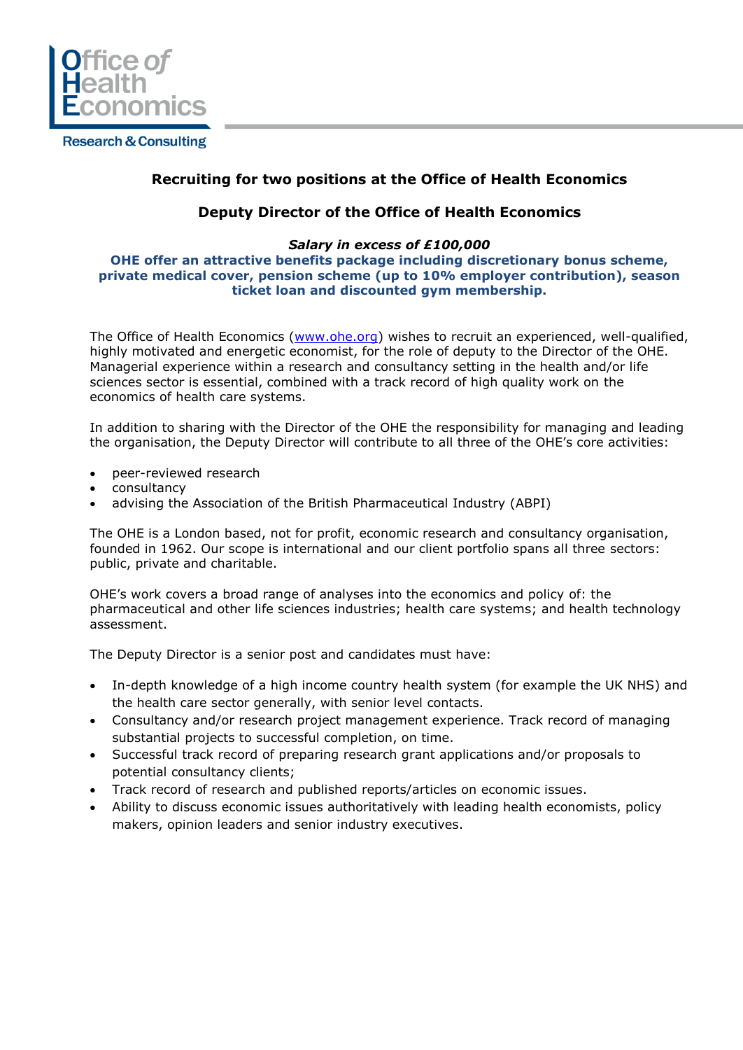Office of Health Economics

Research & Consulting

## Recruiting for two positions at the Office of Health Economics

## Deputy Director of the Office of Health Economics

***Salary in excess of £100,000***

**OHE offer an attractive benefits package including discretionary bonus scheme, private medical cover, pension scheme (up to 10% employer contribution), season ticket loan and discounted gym membership.**

The Office of Health Economics (www.ohe.org) wishes to recruit an experienced, well-qualified, highly motivated and energetic economist, for the role of deputy to the Director of the OHE. Managerial experience within a research and consultancy setting in the health and/or life sciences sector is essential, combined with a track record of high quality work on the economics of health care systems.

In addition to sharing with the Director of the OHE the responsibility for managing and leading the organisation, the Deputy Director will contribute to all three of the OHE's core activities:

- peer-reviewed research
- consultancy
- advising the Association of the British Pharmaceutical Industry (ABPI)

The OHE is a London based, not for profit, economic research and consultancy organisation, founded in 1962. Our scope is international and our client portfolio spans all three sectors: public, private and charitable.

OHE's work covers a broad range of analyses into the economics and policy of: the pharmaceutical and other life sciences industries; health care systems; and health technology assessment.

The Deputy Director is a senior post and candidates must have:

- In-depth knowledge of a high income country health system (for example the UK NHS) and the health care sector generally, with senior level contacts.
- Consultancy and/or research project management experience. Track record of managing substantial projects to successful completion, on time.
- Successful track record of preparing research grant applications and/or proposals to potential consultancy clients;
- Track record of research and published reports/articles on economic issues.
- Ability to discuss economic issues authoritatively with leading health economists, policy makers, opinion leaders and senior industry executives.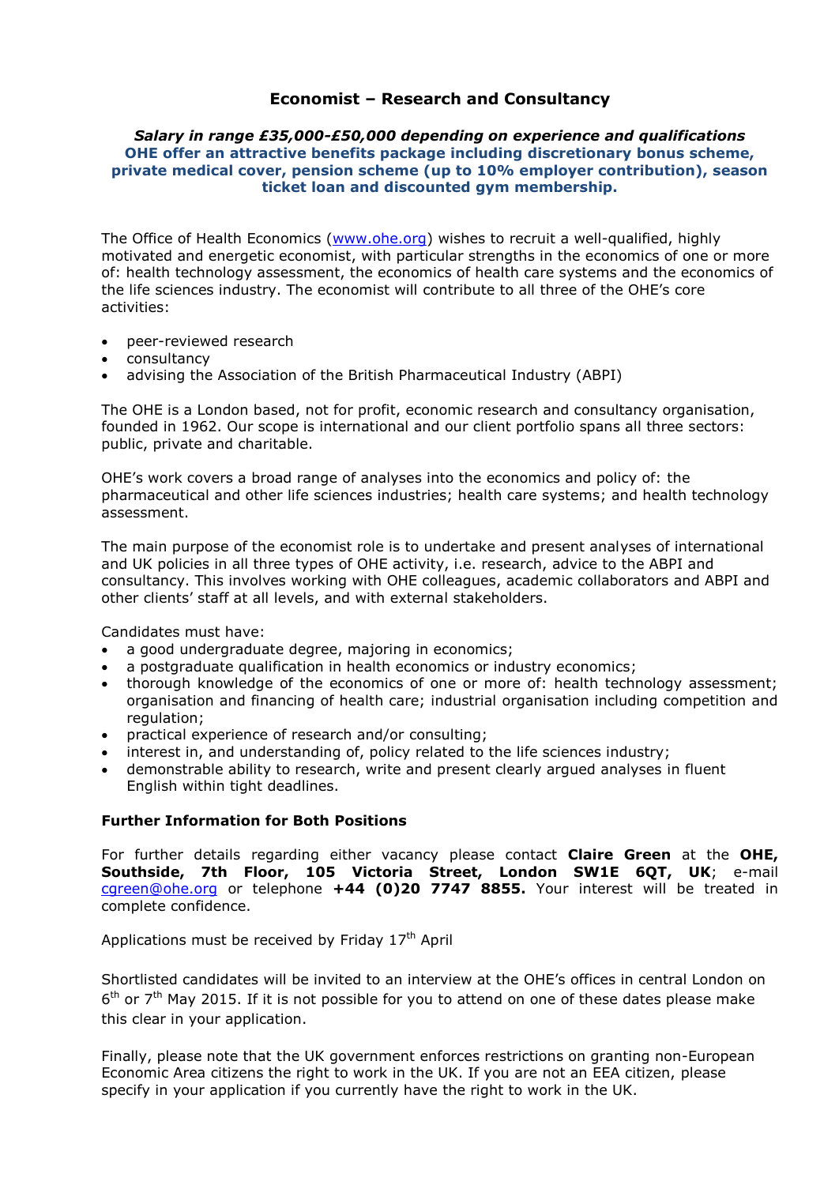## Economist – Research and Consultancy

***Salary in range £35,000-£50,000 depending on experience and qualifications***
**OHE offer an attractive benefits package including discretionary bonus scheme, private medical cover, pension scheme (up to 10% employer contribution), season ticket loan and discounted gym membership.**

The Office of Health Economics (www.ohe.org) wishes to recruit a well-qualified, highly motivated and energetic economist, with particular strengths in the economics of one or more of: health technology assessment, the economics of health care systems and the economics of the life sciences industry. The economist will contribute to all three of the OHE's core activities:

- peer-reviewed research
- consultancy
- advising the Association of the British Pharmaceutical Industry (ABPI)

The OHE is a London based, not for profit, economic research and consultancy organisation, founded in 1962. Our scope is international and our client portfolio spans all three sectors: public, private and charitable.

OHE's work covers a broad range of analyses into the economics and policy of: the pharmaceutical and other life sciences industries; health care systems; and health technology assessment.

The main purpose of the economist role is to undertake and present analyses of international and UK policies in all three types of OHE activity, i.e. research, advice to the ABPI and consultancy. This involves working with OHE colleagues, academic collaborators and ABPI and other clients' staff at all levels, and with external stakeholders.

Candidates must have:

- a good undergraduate degree, majoring in economics;
- a postgraduate qualification in health economics or industry economics;
- thorough knowledge of the economics of one or more of: health technology assessment; organisation and financing of health care; industrial organisation including competition and regulation;
- practical experience of research and/or consulting;
- interest in, and understanding of, policy related to the life sciences industry;
- demonstrable ability to research, write and present clearly argued analyses in fluent English within tight deadlines.

### Further Information for Both Positions

For further details regarding either vacancy please contact **Claire Green** at the **OHE, Southside, 7th Floor, 105 Victoria Street, London SW1E 6QT, UK**; e-mail cgreen@ohe.org or telephone **+44 (0)20 7747 8855.** Your interest will be treated in complete confidence.

Applications must be received by Friday 17th April

Shortlisted candidates will be invited to an interview at the OHE's offices in central London on 6th or 7th May 2015. If it is not possible for you to attend on one of these dates please make this clear in your application.

Finally, please note that the UK government enforces restrictions on granting non-European Economic Area citizens the right to work in the UK. If you are not an EEA citizen, please specify in your application if you currently have the right to work in the UK.